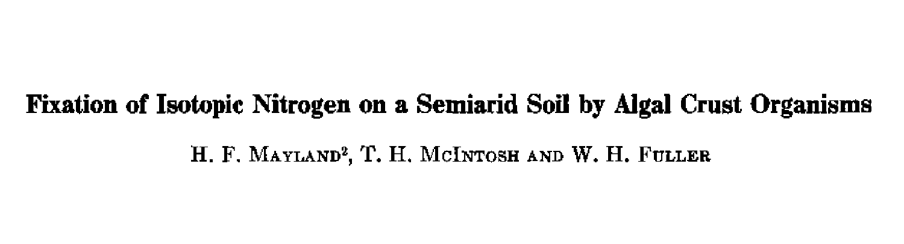# Fixation of Isotopic Nitrogen on a Semiarid Soil by Algal Crust Organisms

H. F. MAYLAND[2], T. H. MCINTOSH AND W. H. FULLER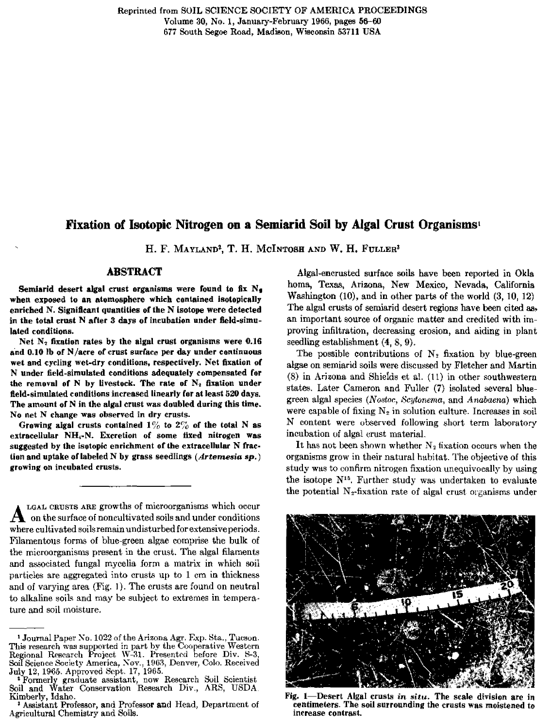Reprinted from SOIL SCIENCE SOCIETY OF AMERICA PROCEEDINGS
Volume 30, No. 1, January-February 1966, pages 56–60
677 South Segoe Road, Madison, Wisconsin 53711 USA

# Fixation of Isotopic Nitrogen on a Semiarid Soil by Algal Crust Organisms[1]

H. F. MAYLAND[2], T. H. MCINTOSH AND W. H. FULLER[3]

## ABSTRACT

**Semiarid desert algal crust organisms were found to fix $N_2$ when exposed to an atomosphere which contained isotopically enriched N. Significant quantities of the N isotope were detected in the total crust N after 3 days of incubation under field-simulated conditions.**

**Net $N_2$ fixation rates by the algal crust organisms were 0.16 and 0.10 lb of N/acre of crust surface per day under continuous wet and cycling wet-dry conditions, respectively. Net fixation of N under field-simulated conditions adequately compensated for the removal of N by livestock. The rate of $N_2$ fixation under field-simulated conditions increased linearly for at least 520 days. The amount of N in the algal crust was doubled during this time. No net N change was observed in dry crusts.**

**Growing algal crusts contained 1% to 2% of the total N as extracellular $NH_4$-N. Excretion of some fixed nitrogen was suggested by the isotopic enrichment of the extracellular N fraction and uptake of labeled N by grass seedlings (*Artemesia sp.*) growing on incubated crusts.**

---

ALGAL CRUSTS ARE growths of microorganisms which occur on the surface of noncultivated soils and under conditions where cultivated soils remain undisturbed for extensive periods. Filamentous forms of blue-green algae comprise the bulk of the microorganisms present in the crust. The algal filaments and associated fungal mycelia form a matrix in which soil particles are aggregated into crusts up to 1 cm in thickness and of varying area (Fig. 1). The crusts are found on neutral to alkaline soils and may be subject to extremes in temperature and soil moisture.

Algal-encrusted surface soils have been reported in Oklahoma, Texas, Arizona, New Mexico, Nevada, California Washington (10), and in other parts of the world (3, 10, 12). The algal crusts of semiarid desert regions have been cited as an important source of organic matter and credited with improving infiltration, decreasing erosion, and aiding in plant seedling establishment (4, 8, 9).

The possible contributions of $N_2$ fixation by blue-green algae on semiarid soils were discussed by Fletcher and Martin (8) in Arizona and Shields et al. (11) in other southwestern states. Later Cameron and Fuller (7) isolated several blue-green algal species (*Nostoc*, *Scytonema*, and *Anabaena*) which were capable of fixing $N_2$ in solution culture. Increases in soil N content were observed following short term laboratory incubation of algal crust material.

It has not been shown whether $N_2$ fixation occurs when the organisms grow in their natural habitat. The objective of this study was to confirm nitrogen fixation unequivocally by using the isotope $N^{15}$. Further study was undertaken to evaluate the potential $N_2$-fixation rate of algal crust organisms under

Fig. 1—Desert Algal crusts *in situ*. The scale division are in centimeters. The soil surrounding the crusts was moistened to increase contrast.

---

[1] Journal Paper No. 1022 of the Arizona Agr. Exp. Sta., Tucson. This research was supported in part by the Cooperative Western Regional Research Project W-31. Presented before Div. S-3, Soil Science Society America, Nov., 1963, Denver, Colo. Received July 12, 1965. Approved Sept. 17, 1965.

[2] Formerly graduate assistant, now Research Soil Scientist Soil and Water Conservation Research Div., ARS, USDA Kimberly, Idaho.

[3] Assistant Professor, and Professor and Head, Department of Agricultural Chemistry and Soils.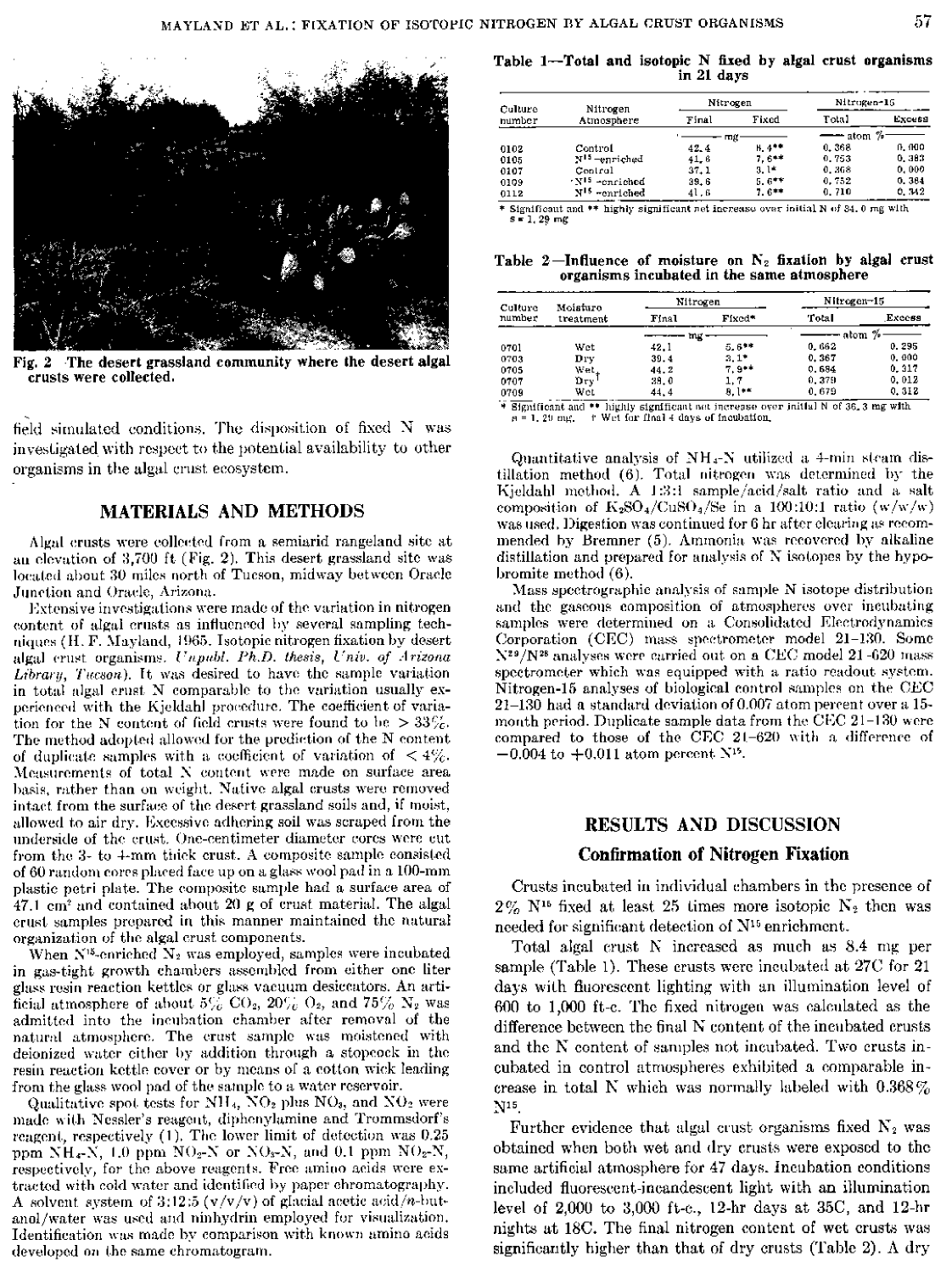Fig. 2 The desert grassland community where the desert algal crusts were collected.

field simulated conditions. The disposition of fixed N was investigated with respect to the potential availability to other organisms in the algal crust ecosystem.

## MATERIALS AND METHODS

Algal crusts were collected from a semiarid rangeland site at an elevation of 3,700 ft (Fig. 2). This desert grassland site was located about 30 miles north of Tucson, midway between Oracle Junction and Oracle, Arizona.

Extensive investigations were made of the variation in nitrogen content of algal crusts as influenced by several sampling techniques (H. F. Mayland, 1965. Isotopic nitrogen fixation by desert algal crust organisms. *Unpubl. Ph.D. thesis, Univ. of Arizona Library, Tucson*). It was desired to have the sample variation in total algal crust N comparable to the variation usually experienced with the Kjeldahl procedure. The coefficient of variation for the N content of field crusts were found to be > 33%. The method adopted allowed for the prediction of the N content of duplicate samples with a coefficient of variation of < 4%. Measurements of total N content were made on surface area basis, rather than on weight. Native algal crusts were removed intact from the surface of the desert grassland soils and, if moist, allowed to air dry. Excessive adhering soil was scraped from the underside of the crust. One-centimeter diameter cores were cut from the 3- to 4-mm thick crust. A composite sample consisted of 60 random cores placed face up on a glass wool pad in a 100-mm plastic petri plate. The composite sample had a surface area of 47.1 cm² and contained about 20 g of crust material. The algal crust samples prepared in this manner maintained the natural organization of the algal crust components.

When $N^{15}$-enriched $N_2$ was employed, samples were incubated in gas-tight growth chambers assembled from either one liter glass resin reaction kettles or glass vacuum desiccators. An artificial atmosphere of about 5% $CO_2$, 20% $O_2$, and 75% $N_2$ was admitted into the incubation chamber after removal of the natural atmosphere. The crust sample was moistened with deionized water either by addition through a stopcock in the resin reaction kettle cover or by means of a cotton wick leading from the glass wool pad of the sample to a water reservoir.

Qualitative spot tests for $NH_4$, $NO_2$ plus $NO_3$, and $NO_2$ were made with Nessler's reagent, diphenylamine and Trommsdorf's reagent, respectively (1). The lower limit of detection was 0.25 ppm $NH_4$-N, 1.0 ppm $NO_2$-N or $NO_3$-N, and 0.1 ppm $NO_2$-N, respectively, for the above reagents. Free amino acids were extracted with cold water and identified by paper chromatography. A solvent system of 3:12:5 (v/v/v) of glacial acetic acid/*n*-butanol/water was used and ninhydrin employed for visualization. Identification was made by comparison with known amino acids developed on the same chromatogram.

**Table 1—Total and isotopic N fixed by algal crust organisms in 21 days**

| Culture number | Nitrogen Atmosphere | Nitrogen Final | Nitrogen Fixed | Nitrogen-15 Total | Nitrogen-15 Excess |
|---|---|---|---|---|---|
| | | mg | mg | atom % | atom % |
| 0102 | Control | 42.4 | 8.4** | 0.368 | 0.000 |
| 0105 | $N^{15}$-enriched | 41.6 | 7.6** | 0.753 | 0.383 |
| 0107 | Control | 37.1 | 3.1* | 0.368 | 0.000 |
| 0109 | $N^{15}$-enriched | 39.6 | 5.6** | 0.752 | 0.384 |
| 0112 | $N^{15}$-enriched | 41.6 | 7.6** | 0.710 | 0.342 |

\* Significant and ** highly significant net increase over initial N of 34.0 mg with s = 1.29 mg

**Table 2—Influence of moisture on $N_2$ fixation by algal crust organisms incubated in the same atmosphere**

| Culture number | Moisture treatment | Nitrogen Final | Nitrogen Fixed* | Nitrogen-15 Total | Nitrogen-15 Excess |
|---|---|---|---|---|---|
| | | mg | mg | atom % | atom % |
| 0701 | Wet | 42.1 | 5.6** | 0.662 | 0.295 |
| 0703 | Dry | 39.4 | 3.1* | 0.367 | 0.000 |
| 0705 | Wet | 44.2 | 7.9** | 0.684 | 0.317 |
| 0707 | Dry† | 38.0 | 1.7 | 0.379 | 0.012 |
| 0709 | Wet | 44.4 | 8.1** | 0.679 | 0.312 |

\* Significant and ** highly significant net increase over initial N of 36.3 mg with s = 1.29 mg. † Wet for final 4 days of incubation.

Quantitative analysis of $NH_4$-N utilized a 4-min steam distillation method (6). Total nitrogen was determined by the Kjeldahl method. A 1:3:1 sample/acid/salt ratio and a salt composition of $K_2SO_4$/$CuSO_4$/Se in a 100:10:1 ratio (w/w/w) was used. Digestion was continued for 6 hr after clearing as recommended by Bremner (5). Ammonia was recovered by alkaline distillation and prepared for analysis of N isotopes by the hypobromite method (6).

Mass spectrographic analysis of sample N isotope distribution and the gaseous composition of atmospheres over incubating samples were determined on a Consolidated Electrodynamics Corporation (CEC) mass spectrometer model 21-130. Some $N^{29}/N^{28}$ analyses were carried out on a CEC model 21-620 mass spectrometer which was equipped with a ratio readout system. Nitrogen-15 analyses of biological control samples on the CEC 21-130 had a standard deviation of 0.007 atom percent over a 15-month period. Duplicate sample data from the CEC 21-130 were compared to those of the CEC 21-620 with a difference of −0.004 to +0.011 atom percent $N^{15}$.

## RESULTS AND DISCUSSION

### Confirmation of Nitrogen Fixation

Crusts incubated in individual chambers in the presence of 2% $N^{15}$ fixed at least 25 times more isotopic $N_2$ then was needed for significant detection of $N^{15}$ enrichment.

Total algal crust N increased as much as 8.4 mg per sample (Table 1). These crusts were incubated at 27C for 21 days with fluorescent lighting with an illumination level of 600 to 1,000 ft-c. The fixed nitrogen was calculated as the difference between the final N content of the incubated crusts and the N content of samples not incubated. Two crusts incubated in control atmospheres exhibited a comparable increase in total N which was normally labeled with 0.368% $N^{15}$.

Further evidence that algal crust organisms fixed $N_2$ was obtained when both wet and dry crusts were exposed to the same artificial atmosphere for 47 days. Incubation conditions included fluorescent-incandescent light with an illumination level of 2,000 to 3,000 ft-c., 12-hr days at 35C, and 12-hr nights at 18C. The final nitrogen content of wet crusts was significantly higher than that of dry crusts (Table 2). A dry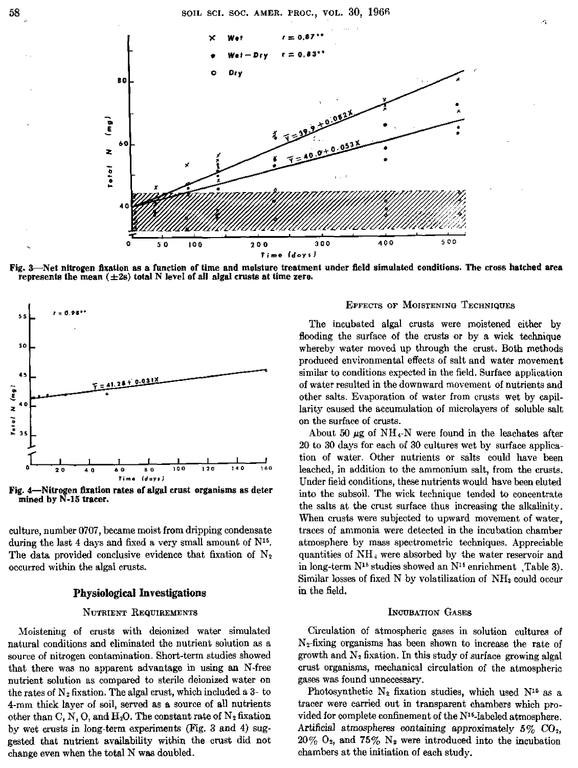Fig. 3—Net nitrogen fixation as a function of time and moisture treatment under field simulated conditions. The cross hatched area represents the mean (±2s) total N level of all algal crusts at time zero.

Fig. 4—Nitrogen fixation rates of algal crust organisms as determined by N-15 tracer.

culture, number 0707, became moist from dripping condensate during the last 4 days and fixed a very small amount of $N^{15}$. The data provided conclusive evidence that fixation of $N_2$ occurred within the algal crusts.

## Physiological Investigations

### Nutrient Requirements

Moistening of crusts with deionized water simulated natural conditions and eliminated the nutrient solution as a source of nitrogen contamination. Short-term studies showed that there was no apparent advantage in using an N-free nutrient solution as compared to sterile deionized water on the rates of $N_2$ fixation. The algal crust, which included a 3- to 4-mm thick layer of soil, served as a source of all nutrients other than C, N, O, and $H_2O$. The constant rate of $N_2$ fixation by wet crusts in long-term experiments (Fig. 3 and 4) suggested that nutrient availability within the crust did not change even when the total N was doubled.

### Effects of Moistening Techniques

The incubated algal crusts were moistened either by flooding the surface of the crusts or by a wick technique whereby water moved up through the crust. Both methods produced environmental effects of salt and water movement similar to conditions expected in the field. Surface application of water resulted in the downward movement of nutrients and other salts. Evaporation of water from crusts wet by capillarity caused the accumulation of microlayers of soluble salt on the surface of crusts.

About 50 $\mu$g of $NH_4$-N were found in the leachates after 20 to 30 days for each of 30 cultures wet by surface application of water. Other nutrients or salts could have been leached, in addition to the ammonium salt, from the crusts. Under field conditions, these nutrients would have been eluted into the subsoil. The wick technique tended to concentrate the salts at the crust surface thus increasing the alkalinity. When crusts were subjected to upward movement of water, traces of ammonia were detected in the incubation chamber atmosphere by mass spectrometric techniques. Appreciable quantities of $NH_4$ were absorbed by the water reservoir and in long-term $N^{15}$ studies showed an $N^{15}$ enrichment (Table 3). Similar losses of fixed N by volatilization of $NH_3$ could occur in the field.

### Incubation Gases

Circulation of atmospheric gases in solution cultures of $N_2$-fixing organisms has been shown to increase the rate of growth and $N_2$ fixation. In this study of surface growing algal crust organisms, mechanical circulation of the atmospheric gases was found unnecessary.

Photosynthetic $N_2$ fixation studies, which used $N^{15}$ as a tracer were carried out in transparent chambers which provided for complete confinement of the $N^{15}$-labeled atmosphere. Artificial atmospheres containing approximately 5% $CO_2$, 20% $O_2$, and 75% $N_2$ were introduced into the incubation chambers at the initiation of each study.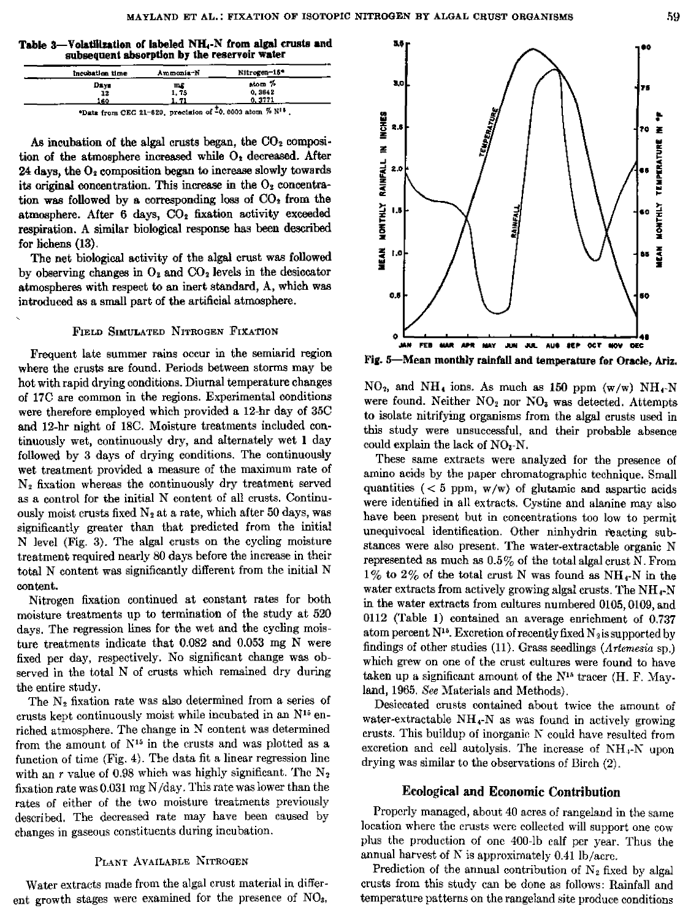**Table 3—Volatilization of labeled $NH_4$-N from algal crusts and subsequent absorption by the reservoir water**

| Incubation time | Ammonia-N | Nitrogen-15* |
|---|---|---|
| Days | mg | atom % |
| 32 | 1.75 | 0.3642 |
| 160 | 1.71 | 0.3771 |

*Data from CEC 21-620, precision of ±0.0003 atom % $N^{15}$.

As incubation of the algal crusts began, the $CO_2$ composition of the atmosphere increased while $O_2$ decreased. After 24 days, the $O_2$ composition began to increase slowly towards its original concentration. This increase in the $O_2$ concentration was followed by a corresponding loss of $CO_2$ from the atmosphere. After 6 days, $CO_2$ fixation activity exceeded respiration. A similar biological response has been described for lichens (13).

The net biological activity of the algal crust was followed by observing changes in $O_2$ and $CO_2$ levels in the desiccator atmospheres with respect to an inert standard, A, which was introduced as a small part of the artificial atmosphere.

### Field Simulated Nitrogen Fixation

Frequent late summer rains occur in the semiarid region where the crusts are found. Periods between storms may be hot with rapid drying conditions. Diurnal temperature changes of 17C are common in the regions. Experimental conditions were therefore employed which provided a 12-hr day of 35C and 12-hr night of 18C. Moisture treatments included continuously wet, continuously dry, and alternately wet 1 day followed by 3 days of drying conditions. The continuously wet treatment provided a measure of the maximum rate of $N_2$ fixation whereas the continuously dry treatment served as a control for the initial N content of all crusts. Continuously moist crusts fixed $N_2$ at a rate, which after 50 days, was significantly greater than that predicted from the initial N level (Fig. 3). The algal crusts on the cycling moisture treatment required nearly 80 days before the increase in their total N content was significantly different from the initial N content.

Nitrogen fixation continued at constant rates for both moisture treatments up to termination of the study at 520 days. The regression lines for the wet and the cycling moisture treatments indicate that 0.082 and 0.053 mg N were fixed per day, respectively. No significant change was observed in the total N of crusts which remained dry during the entire study.

The $N_2$ fixation rate was also determined from a series of crusts kept continuously moist while incubated in an $N^{15}$ enriched atmosphere. The change in N content was determined from the amount of $N^{15}$ in the crusts and was plotted as a function of time (Fig. 4). The data fit a linear regression line with an $r$ value of 0.98 which was highly significant. The $N_2$ fixation rate was 0.031 mg N/day. This rate was lower than the rates of either of the two moisture treatments previously described. The decreased rate may have been caused by changes in gaseous constituents during incubation.

### Plant Available Nitrogen

Water extracts made from the algal crust material in different growth stages were examined for the presence of $NO_3$, $NO_2$, and $NH_4$ ions. As much as 150 ppm (w/w) $NH_4$-N were found. Neither $NO_2$ nor $NO_3$ was detected. Attempts to isolate nitrifying organisms from the algal crusts used in this study were unsuccessful, and their probable absence could explain the lack of $NO_3$-N.

These same extracts were analyzed for the presence of amino acids by the paper chromatographic technique. Small quantities (< 5 ppm, w/w) of glutamic and aspartic acids were identified in all extracts. Cystine and alanine may also have been present but in concentrations too low to permit unequivocal identification. Other ninhydrin reacting substances were also present. The water-extractable organic N represented as much as 0.5% of the total algal crust N. From 1% to 2% of the total crust N was found as $NH_4$-N in the water extracts from actively growing algal crusts. The $NH_4$-N in the water extracts from cultures numbered 0105, 0109, and 0112 (Table 1) contained an average enrichment of 0.737 atom percent $N^{15}$. Excretion of recently fixed $N_2$ is supported by findings of other studies (11). Grass seedlings (*Artemesia* sp.) which grew on one of the crust cultures were found to have taken up a significant amount of the $N^{15}$ tracer (H. F. Mayland, 1965. *See* Materials and Methods).

Desiccated crusts contained about twice the amount of water-extractable $NH_4$-N as was found in actively growing crusts. This buildup of inorganic N could have resulted from excretion and cell autolysis. The increase of $NH_4$-N upon drying was similar to the observations of Birch (2).

Fig. 5—Mean monthly rainfall and temperature for Oracle, Ariz.

## Ecological and Economic Contribution

Properly managed, about 40 acres of rangeland in the same location where the crusts were collected will support one cow plus the production of one 400-lb calf per year. Thus the annual harvest of N is approximately 0.41 lb/acre.

Prediction of the annual contribution of $N_2$ fixed by algal crusts from this study can be done as follows: Rainfall and temperature patterns on the rangeland site produce conditions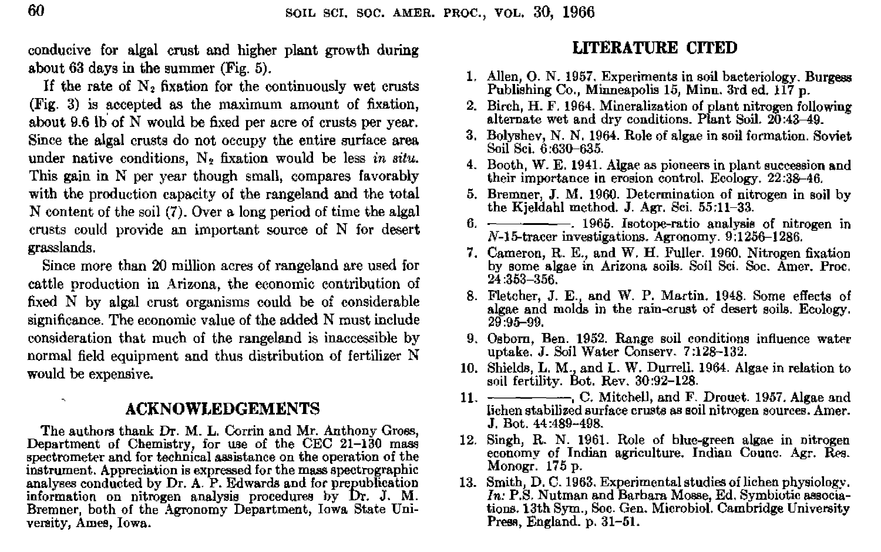conducive for algal crust and higher plant growth during about 63 days in the summer (Fig. 5).

If the rate of $N_2$ fixation for the continuously wet crusts (Fig. 3) is accepted as the maximum amount of fixation, about 9.6 lb of N would be fixed per acre of crusts per year. Since the algal crusts do not occupy the entire surface area under native conditions, $N_2$ fixation would be less *in situ*. This gain in N per year though small, compares favorably with the production capacity of the rangeland and the total N content of the soil (7). Over a long period of time the algal crusts could provide an important source of N for desert grasslands.

Since more than 20 million acres of rangeland are used for cattle production in Arizona, the economic contribution of fixed N by algal crust organisms could be of considerable significance. The economic value of the added N must include consideration that much of the rangeland is inaccessible by normal field equipment and thus distribution of fertilizer N would be expensive.

## ACKNOWLEDGEMENTS

The authors thank Dr. M. L. Corrin and Mr. Anthony Gross, Department of Chemistry, for use of the CEC 21–130 mass spectrometer and for technical assistance on the operation of the instrument. Appreciation is expressed for the mass spectrographic analyses conducted by Dr. A. P. Edwards and for prepublication information on nitrogen analysis procedures by Dr. J. M. Bremner, both of the Agronomy Department, Iowa State University, Ames, Iowa.

## LITERATURE CITED

1. Allen, O. N. 1957. Experiments in soil bacteriology. Burgess Publishing Co., Minneapolis 15, Minn. 3rd ed. 117 p.
2. Birch, H. F. 1964. Mineralization of plant nitrogen following alternate wet and dry conditions. Plant Soil. 20:43–49.
3. Bolyshev, N. N. 1964. Role of algae in soil formation. Soviet Soil Sci. 6:630–635.
4. Booth, W. E. 1941. Algae as pioneers in plant succession and their importance in erosion control. Ecology. 22:38–46.
5. Bremner, J. M. 1960. Determination of nitrogen in soil by the Kjeldahl method. J. Agr. Sci. 55:11–33.
6. ————. 1965. Isotope-ratio analysis of nitrogen in *N*-15-tracer investigations. Agronomy. 9:1256–1286.
7. Cameron, R. E., and W. H. Fuller. 1960. Nitrogen fixation by some algae in Arizona soils. Soil Sci. Soc. Amer. Proc. 24:353–356.
8. Fletcher, J. E., and W. P. Martin. 1948. Some effects of algae and molds in the rain-crust of desert soils. Ecology. 29:95–99.
9. Osborn, Ben. 1952. Range soil conditions influence water uptake. J. Soil Water Conserv. 7:128–132.
10. Shields, L. M., and L. W. Durrell. 1964. Algae in relation to soil fertility. Bot. Rev. 30:92–128.
11. ————, C. Mitchell, and F. Drouet. 1957. Algae and lichen stabilized surface crusts as soil nitrogen sources. Amer. J. Bot. 44:489–498.
12. Singh, R. N. 1961. Role of blue-green algae in nitrogen economy of Indian agriculture. Indian Counc. Agr. Res. Monogr. 175 p.
13. Smith, D. C. 1963. Experimental studies of lichen physiology. *In:* P.S. Nutman and Barbara Mosse, Ed. Symbiotic associations. 13th Sym., Soc. Gen. Microbiol. Cambridge University Press, England. p. 31–51.